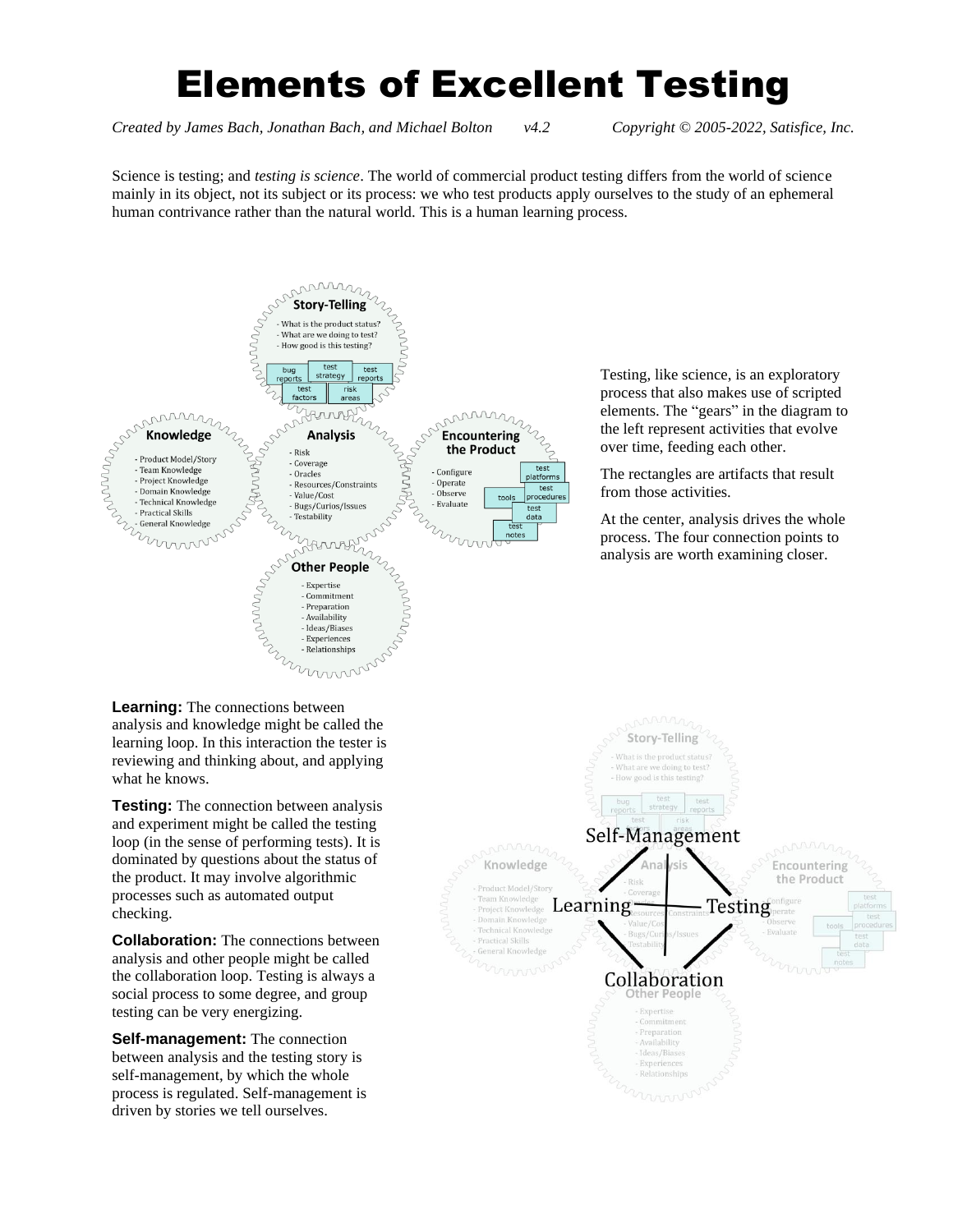# Elements of Excellent Testing

*Created by James Bach, Jonathan Bach, and Michael Bolton v4.2 Copyright © 2005-2022, Satisfice, Inc.*

Science is testing; and *testing is science*. The world of commercial product testing differs from the world of science mainly in its object, not its subject or its process: we who test products apply ourselves to the study of an ephemeral human contrivance rather than the natural world. This is a human learning process.

Testing, like science, is an exploratory process that also makes use of scripted elements. The "gears" in the diagram to the left represent activities that evolve over time, feeding each other.

The rectangles are artifacts that result from those activities.

At the center, analysis drives the whole process. The four connection points to analysis are worth examining closer.

**Learning:** The connections between analysis and knowledge might be called the learning loop. In this interaction the tester is reviewing and thinking about, and applying what he knows.

**Testing:** The connection between analysis and experiment might be called the testing loop (in the sense of performing tests). It is dominated by questions about the status of the product. It may involve algorithmic processes such as automated output checking.

**Collaboration:** The connections between analysis and other people might be called the collaboration loop. Testing is always a social process to some degree, and group testing can be very energizing.

**Self-management:** The connection between analysis and the testing story is self-management, by which the whole process is regulated. Self-management is driven by stories we tell ourselves.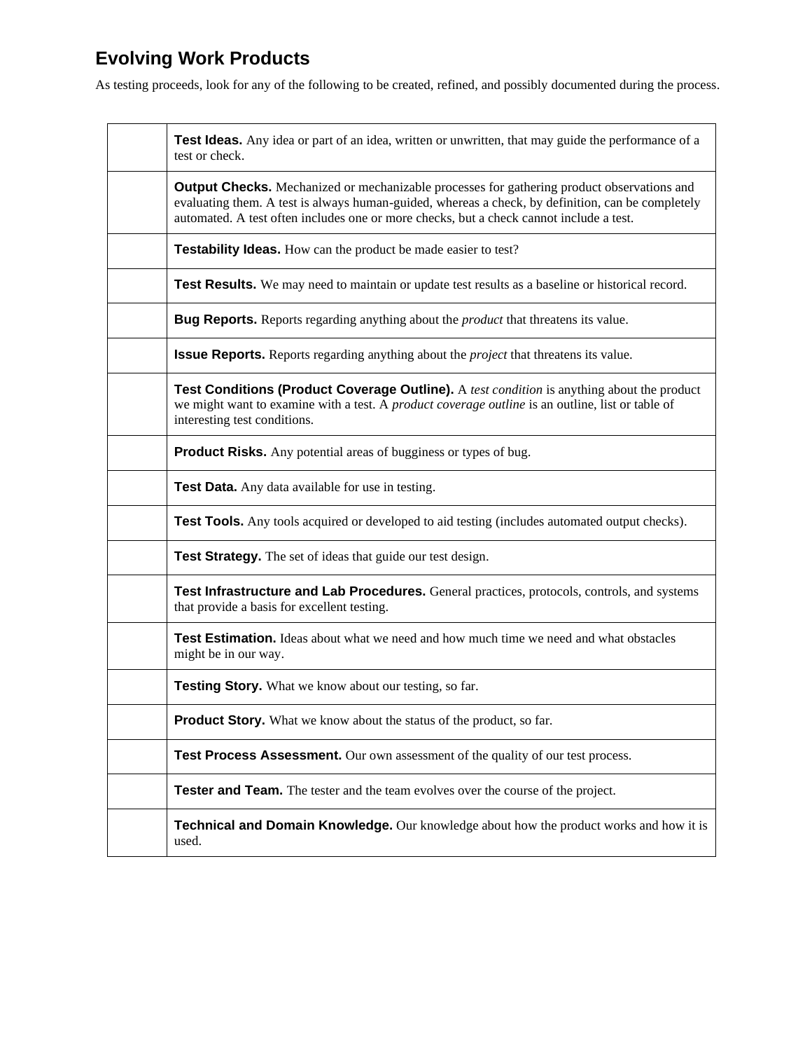# Evolving Work Products

As testing proceeds, look for any of the following to be created, refined, and possibly documented during the process.

| | |
|---|---|
| | **Test Ideas.** Any idea or part of an idea, written or unwritten, that may guide the performance of a test or check. |
| | **Output Checks.** Mechanized or mechanizable processes for gathering product observations and evaluating them. A test is always human-guided, whereas a check, by definition, can be completely automated. A test often includes one or more checks, but a check cannot include a test. |
| | **Testability Ideas.** How can the product be made easier to test? |
| | **Test Results.** We may need to maintain or update test results as a baseline or historical record. |
| | **Bug Reports.** Reports regarding anything about the *product* that threatens its value. |
| | **Issue Reports.** Reports regarding anything about the *project* that threatens its value. |
| | **Test Conditions (Product Coverage Outline).** A *test condition* is anything about the product we might want to examine with a test. A *product coverage outline* is an outline, list or table of interesting test conditions. |
| | **Product Risks.** Any potential areas of bugginess or types of bug. |
| | **Test Data.** Any data available for use in testing. |
| | **Test Tools.** Any tools acquired or developed to aid testing (includes automated output checks). |
| | **Test Strategy.** The set of ideas that guide our test design. |
| | **Test Infrastructure and Lab Procedures.** General practices, protocols, controls, and systems that provide a basis for excellent testing. |
| | **Test Estimation.** Ideas about what we need and how much time we need and what obstacles might be in our way. |
| | **Testing Story.** What we know about our testing, so far. |
| | **Product Story.** What we know about the status of the product, so far. |
| | **Test Process Assessment.** Our own assessment of the quality of our test process. |
| | **Tester and Team.** The tester and the team evolves over the course of the project. |
| | **Technical and Domain Knowledge.** Our knowledge about how the product works and how it is used. |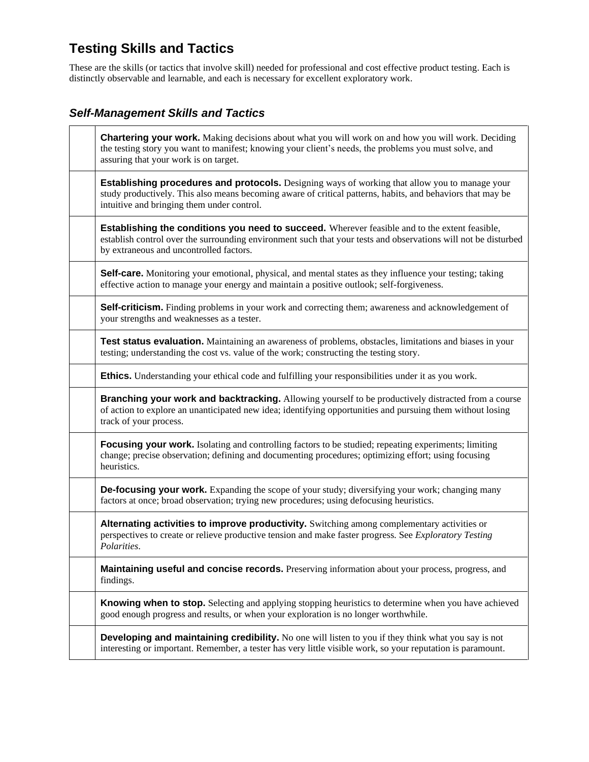# Testing Skills and Tactics

These are the skills (or tactics that involve skill) needed for professional and cost effective product testing. Each is distinctly observable and learnable, and each is necessary for excellent exploratory work.

## *Self-Management Skills and Tactics*

| | |
|---|---|
| | **Chartering your work.** Making decisions about what you will work on and how you will work. Deciding the testing story you want to manifest; knowing your client's needs, the problems you must solve, and assuring that your work is on target. |
| | **Establishing procedures and protocols.** Designing ways of working that allow you to manage your study productively. This also means becoming aware of critical patterns, habits, and behaviors that may be intuitive and bringing them under control. |
| | **Establishing the conditions you need to succeed.** Wherever feasible and to the extent feasible, establish control over the surrounding environment such that your tests and observations will not be disturbed by extraneous and uncontrolled factors. |
| | **Self-care.** Monitoring your emotional, physical, and mental states as they influence your testing; taking effective action to manage your energy and maintain a positive outlook; self-forgiveness. |
| | **Self-criticism.** Finding problems in your work and correcting them; awareness and acknowledgement of your strengths and weaknesses as a tester. |
| | **Test status evaluation.** Maintaining an awareness of problems, obstacles, limitations and biases in your testing; understanding the cost vs. value of the work; constructing the testing story. |
| | **Ethics.** Understanding your ethical code and fulfilling your responsibilities under it as you work. |
| | **Branching your work and backtracking.** Allowing yourself to be productively distracted from a course of action to explore an unanticipated new idea; identifying opportunities and pursuing them without losing track of your process. |
| | **Focusing your work.** Isolating and controlling factors to be studied; repeating experiments; limiting change; precise observation; defining and documenting procedures; optimizing effort; using focusing heuristics. |
| | **De-focusing your work.** Expanding the scope of your study; diversifying your work; changing many factors at once; broad observation; trying new procedures; using defocusing heuristics. |
| | **Alternating activities to improve productivity.** Switching among complementary activities or perspectives to create or relieve productive tension and make faster progress. See *Exploratory Testing Polarities*. |
| | **Maintaining useful and concise records.** Preserving information about your process, progress, and findings. |
| | **Knowing when to stop.** Selecting and applying stopping heuristics to determine when you have achieved good enough progress and results, or when your exploration is no longer worthwhile. |
| | **Developing and maintaining credibility.** No one will listen to you if they think what you say is not interesting or important. Remember, a tester has very little visible work, so your reputation is paramount. |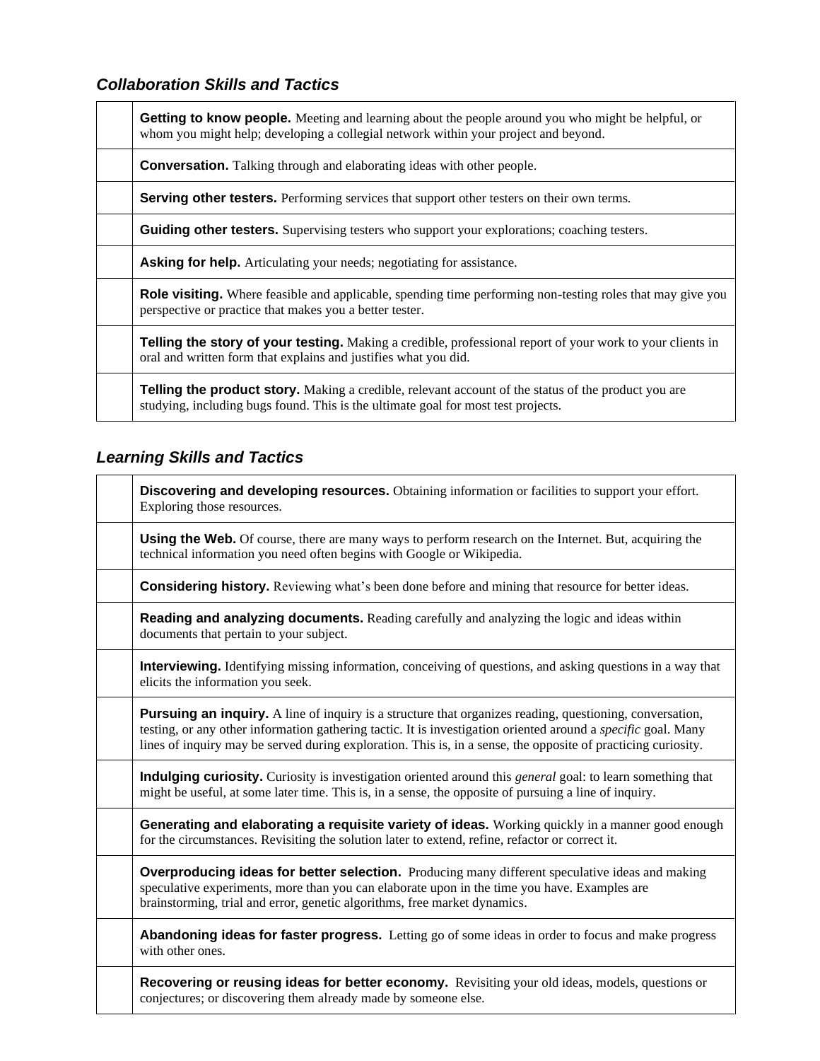### *Collaboration Skills and Tactics*

| | |
|---|---|
| | **Getting to know people.** Meeting and learning about the people around you who might be helpful, or whom you might help; developing a collegial network within your project and beyond. |
| | **Conversation.** Talking through and elaborating ideas with other people. |
| | **Serving other testers.** Performing services that support other testers on their own terms. |
| | **Guiding other testers.** Supervising testers who support your explorations; coaching testers. |
| | **Asking for help.** Articulating your needs; negotiating for assistance. |
| | **Role visiting.** Where feasible and applicable, spending time performing non-testing roles that may give you perspective or practice that makes you a better tester. |
| | **Telling the story of your testing.** Making a credible, professional report of your work to your clients in oral and written form that explains and justifies what you did. |
| | **Telling the product story.** Making a credible, relevant account of the status of the product you are studying, including bugs found. This is the ultimate goal for most test projects. |

### *Learning Skills and Tactics*

| | |
|---|---|
| | **Discovering and developing resources.** Obtaining information or facilities to support your effort. Exploring those resources. |
| | **Using the Web.** Of course, there are many ways to perform research on the Internet. But, acquiring the technical information you need often begins with Google or Wikipedia. |
| | **Considering history.** Reviewing what's been done before and mining that resource for better ideas. |
| | **Reading and analyzing documents.** Reading carefully and analyzing the logic and ideas within documents that pertain to your subject. |
| | **Interviewing.** Identifying missing information, conceiving of questions, and asking questions in a way that elicits the information you seek. |
| | **Pursuing an inquiry.** A line of inquiry is a structure that organizes reading, questioning, conversation, testing, or any other information gathering tactic. It is investigation oriented around a *specific* goal. Many lines of inquiry may be served during exploration. This is, in a sense, the opposite of practicing curiosity. |
| | **Indulging curiosity.** Curiosity is investigation oriented around this *general* goal: to learn something that might be useful, at some later time. This is, in a sense, the opposite of pursuing a line of inquiry. |
| | **Generating and elaborating a requisite variety of ideas.** Working quickly in a manner good enough for the circumstances. Revisiting the solution later to extend, refine, refactor or correct it. |
| | **Overproducing ideas for better selection.** Producing many different speculative ideas and making speculative experiments, more than you can elaborate upon in the time you have. Examples are brainstorming, trial and error, genetic algorithms, free market dynamics. |
| | **Abandoning ideas for faster progress.** Letting go of some ideas in order to focus and make progress with other ones. |
| | **Recovering or reusing ideas for better economy.** Revisiting your old ideas, models, questions or conjectures; or discovering them already made by someone else. |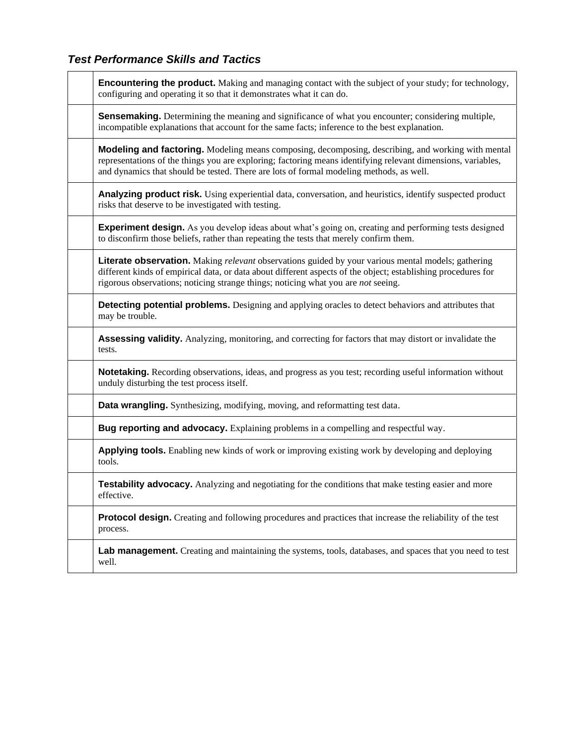### *Test Performance Skills and Tactics*

| | |
|---|---|
| | **Encountering the product.** Making and managing contact with the subject of your study; for technology, configuring and operating it so that it demonstrates what it can do. |
| | **Sensemaking.** Determining the meaning and significance of what you encounter; considering multiple, incompatible explanations that account for the same facts; inference to the best explanation. |
| | **Modeling and factoring.** Modeling means composing, decomposing, describing, and working with mental representations of the things you are exploring; factoring means identifying relevant dimensions, variables, and dynamics that should be tested. There are lots of formal modeling methods, as well. |
| | **Analyzing product risk.** Using experiential data, conversation, and heuristics, identify suspected product risks that deserve to be investigated with testing. |
| | **Experiment design.** As you develop ideas about what's going on, creating and performing tests designed to disconfirm those beliefs, rather than repeating the tests that merely confirm them. |
| | **Literate observation.** Making *relevant* observations guided by your various mental models; gathering different kinds of empirical data, or data about different aspects of the object; establishing procedures for rigorous observations; noticing strange things; noticing what you are *not* seeing. |
| | **Detecting potential problems.** Designing and applying oracles to detect behaviors and attributes that may be trouble. |
| | **Assessing validity.** Analyzing, monitoring, and correcting for factors that may distort or invalidate the tests. |
| | **Notetaking.** Recording observations, ideas, and progress as you test; recording useful information without unduly disturbing the test process itself. |
| | **Data wrangling.** Synthesizing, modifying, moving, and reformatting test data. |
| | **Bug reporting and advocacy.** Explaining problems in a compelling and respectful way. |
| | **Applying tools.** Enabling new kinds of work or improving existing work by developing and deploying tools. |
| | **Testability advocacy.** Analyzing and negotiating for the conditions that make testing easier and more effective. |
| | **Protocol design.** Creating and following procedures and practices that increase the reliability of the test process. |
| | **Lab management.** Creating and maintaining the systems, tools, databases, and spaces that you need to test well. |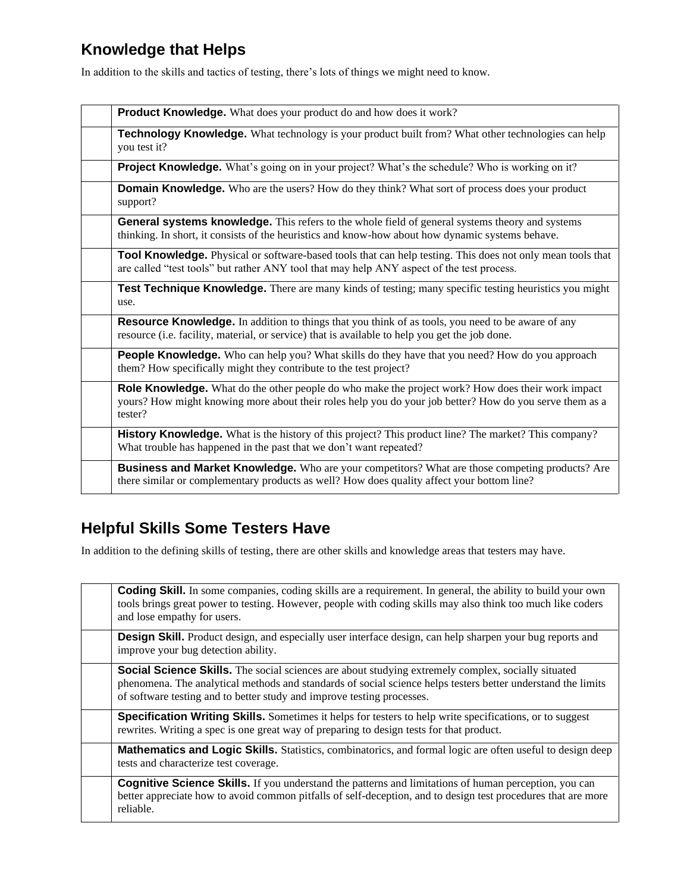## Knowledge that Helps

In addition to the skills and tactics of testing, there's lots of things we might need to know.

| | |
|---|---|
| | **Product Knowledge.** What does your product do and how does it work? |
| | **Technology Knowledge.** What technology is your product built from? What other technologies can help you test it? |
| | **Project Knowledge.** What's going on in your project? What's the schedule? Who is working on it? |
| | **Domain Knowledge.** Who are the users? How do they think? What sort of process does your product support? |
| | **General systems knowledge.** This refers to the whole field of general systems theory and systems thinking. In short, it consists of the heuristics and know-how about how dynamic systems behave. |
| | **Tool Knowledge.** Physical or software-based tools that can help testing. This does not only mean tools that are called "test tools" but rather ANY tool that may help ANY aspect of the test process. |
| | **Test Technique Knowledge.** There are many kinds of testing; many specific testing heuristics you might use. |
| | **Resource Knowledge.** In addition to things that you think of as tools, you need to be aware of any resource (i.e. facility, material, or service) that is available to help you get the job done. |
| | **People Knowledge.** Who can help you? What skills do they have that you need? How do you approach them? How specifically might they contribute to the test project? |
| | **Role Knowledge.** What do the other people do who make the project work? How does their work impact yours? How might knowing more about their roles help you do your job better? How do you serve them as a tester? |
| | **History Knowledge.** What is the history of this project? This product line? The market? This company? What trouble has happened in the past that we don't want repeated? |
| | **Business and Market Knowledge.** Who are your competitors? What are those competing products? Are there similar or complementary products as well? How does quality affect your bottom line? |

## Helpful Skills Some Testers Have

In addition to the defining skills of testing, there are other skills and knowledge areas that testers may have.

| | |
|---|---|
| | **Coding Skill.** In some companies, coding skills are a requirement. In general, the ability to build your own tools brings great power to testing. However, people with coding skills may also think too much like coders and lose empathy for users. |
| | **Design Skill.** Product design, and especially user interface design, can help sharpen your bug reports and improve your bug detection ability. |
| | **Social Science Skills.** The social sciences are about studying extremely complex, socially situated phenomena. The analytical methods and standards of social science helps testers better understand the limits of software testing and to better study and improve testing processes. |
| | **Specification Writing Skills.** Sometimes it helps for testers to help write specifications, or to suggest rewrites. Writing a spec is one great way of preparing to design tests for that product. |
| | **Mathematics and Logic Skills.** Statistics, combinatorics, and formal logic are often useful to design deep tests and characterize test coverage. |
| | **Cognitive Science Skills.** If you understand the patterns and limitations of human perception, you can better appreciate how to avoid common pitfalls of self-deception, and to design test procedures that are more reliable. |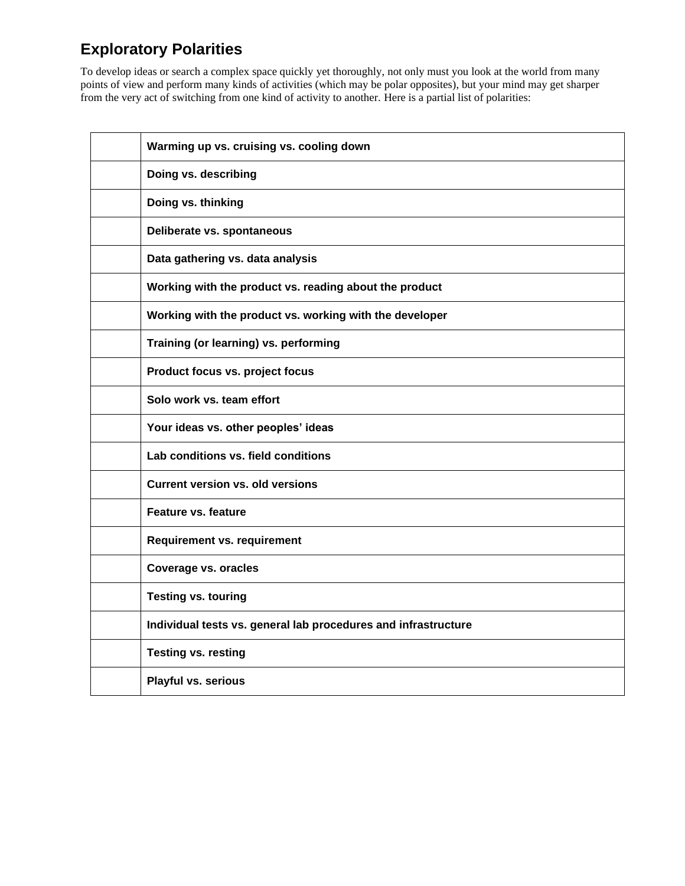## Exploratory Polarities

To develop ideas or search a complex space quickly yet thoroughly, not only must you look at the world from many points of view and perform many kinds of activities (which may be polar opposites), but your mind may get sharper from the very act of switching from one kind of activity to another. Here is a partial list of polarities:

| | |
|---|---|
| | **Warming up vs. cruising vs. cooling down** |
| | **Doing vs. describing** |
| | **Doing vs. thinking** |
| | **Deliberate vs. spontaneous** |
| | **Data gathering vs. data analysis** |
| | **Working with the product vs. reading about the product** |
| | **Working with the product vs. working with the developer** |
| | **Training (or learning) vs. performing** |
| | **Product focus vs. project focus** |
| | **Solo work vs. team effort** |
| | **Your ideas vs. other peoples' ideas** |
| | **Lab conditions vs. field conditions** |
| | **Current version vs. old versions** |
| | **Feature vs. feature** |
| | **Requirement vs. requirement** |
| | **Coverage vs. oracles** |
| | **Testing vs. touring** |
| | **Individual tests vs. general lab procedures and infrastructure** |
| | **Testing vs. resting** |
| | **Playful vs. serious** |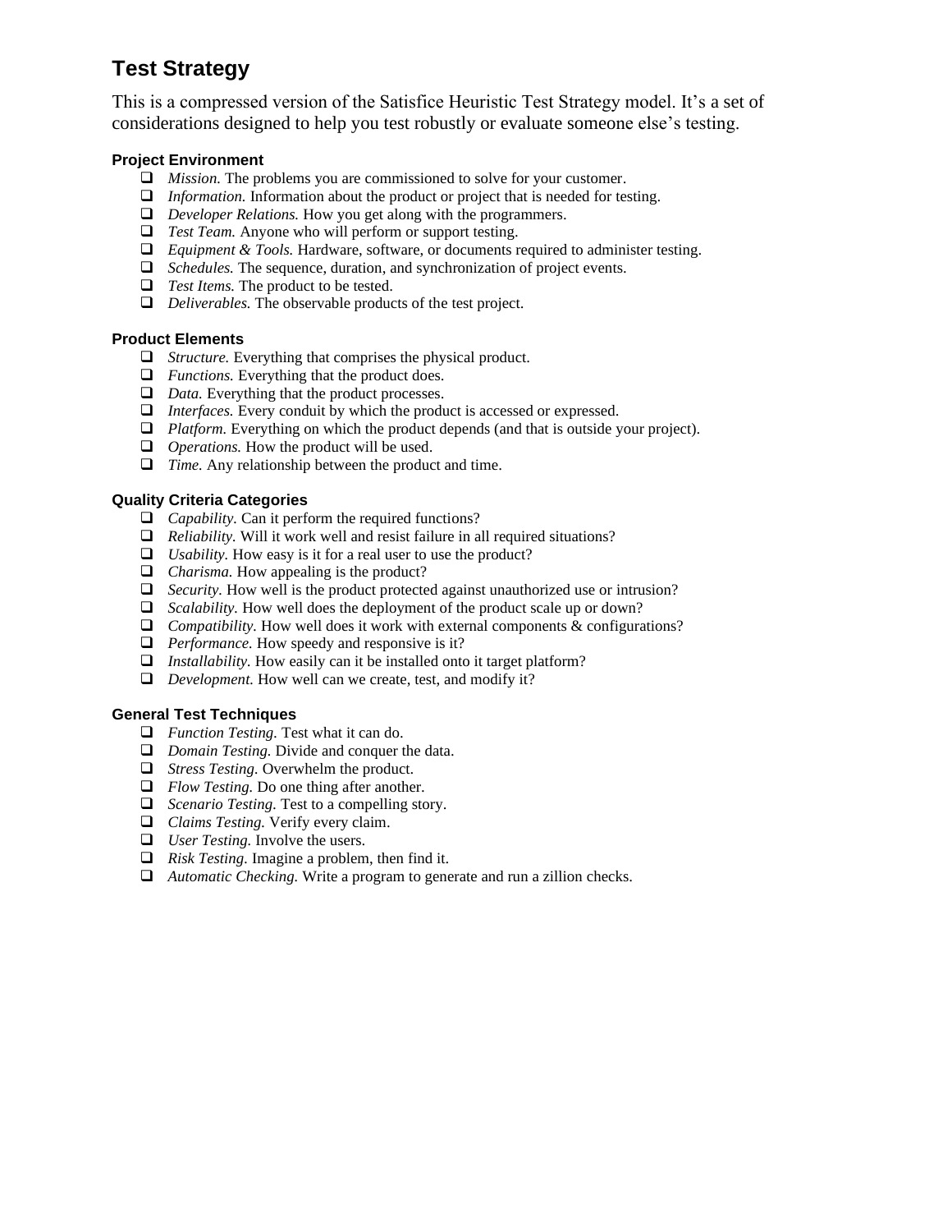# Test Strategy

This is a compressed version of the Satisfice Heuristic Test Strategy model. It's a set of considerations designed to help you test robustly or evaluate someone else's testing.

### Project Environment

- ❑ *Mission.* The problems you are commissioned to solve for your customer.
- ❑ *Information.* Information about the product or project that is needed for testing.
- ❑ *Developer Relations.* How you get along with the programmers.
- ❑ *Test Team.* Anyone who will perform or support testing.
- ❑ *Equipment & Tools.* Hardware, software, or documents required to administer testing.
- ❑ *Schedules.* The sequence, duration, and synchronization of project events.
- ❑ *Test Items.* The product to be tested.
- ❑ *Deliverables.* The observable products of the test project.

### Product Elements

- ❑ *Structure.* Everything that comprises the physical product.
- ❑ *Functions.* Everything that the product does.
- ❑ *Data.* Everything that the product processes.
- ❑ *Interfaces.* Every conduit by which the product is accessed or expressed.
- ❑ *Platform.* Everything on which the product depends (and that is outside your project).
- ❑ *Operations.* How the product will be used.
- ❑ *Time.* Any relationship between the product and time.

### Quality Criteria Categories

- ❑ *Capability.* Can it perform the required functions?
- ❑ *Reliability.* Will it work well and resist failure in all required situations?
- ❑ *Usability.* How easy is it for a real user to use the product?
- ❑ *Charisma.* How appealing is the product?
- ❑ *Security.* How well is the product protected against unauthorized use or intrusion?
- ❑ *Scalability.* How well does the deployment of the product scale up or down?
- ❑ *Compatibility.* How well does it work with external components & configurations?
- ❑ *Performance.* How speedy and responsive is it?
- ❑ *Installability.* How easily can it be installed onto it target platform?
- ❑ *Development.* How well can we create, test, and modify it?

### General Test Techniques

- ❑ *Function Testing.* Test what it can do.
- ❑ *Domain Testing.* Divide and conquer the data.
- ❑ *Stress Testing.* Overwhelm the product.
- ❑ *Flow Testing.* Do one thing after another.
- ❑ *Scenario Testing.* Test to a compelling story.
- ❑ *Claims Testing.* Verify every claim.
- ❑ *User Testing.* Involve the users.
- ❑ *Risk Testing.* Imagine a problem, then find it.
- ❑ *Automatic Checking.* Write a program to generate and run a zillion checks.